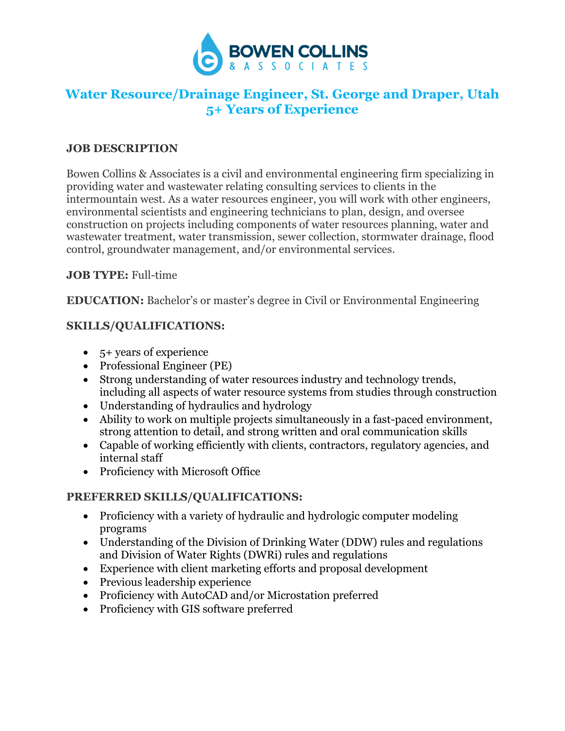# Water Resource/Drainage Engineer, St. George and Draper, Utah
# 5+ Years of Experience

## JOB DESCRIPTION

Bowen Collins & Associates is a civil and environmental engineering firm specializing in providing water and wastewater relating consulting services to clients in the intermountain west. As a water resources engineer, you will work with other engineers, environmental scientists and engineering technicians to plan, design, and oversee construction on projects including components of water resources planning, water and wastewater treatment, water transmission, sewer collection, stormwater drainage, flood control, groundwater management, and/or environmental services.

**JOB TYPE:** Full-time

**EDUCATION:** Bachelor's or master's degree in Civil or Environmental Engineering

## SKILLS/QUALIFICATIONS:

- 5+ years of experience
- Professional Engineer (PE)
- Strong understanding of water resources industry and technology trends, including all aspects of water resource systems from studies through construction
- Understanding of hydraulics and hydrology
- Ability to work on multiple projects simultaneously in a fast-paced environment, strong attention to detail, and strong written and oral communication skills
- Capable of working efficiently with clients, contractors, regulatory agencies, and internal staff
- Proficiency with Microsoft Office

## PREFERRED SKILLS/QUALIFICATIONS:

- Proficiency with a variety of hydraulic and hydrologic computer modeling programs
- Understanding of the Division of Drinking Water (DDW) rules and regulations and Division of Water Rights (DWRi) rules and regulations
- Experience with client marketing efforts and proposal development
- Previous leadership experience
- Proficiency with AutoCAD and/or Microstation preferred
- Proficiency with GIS software preferred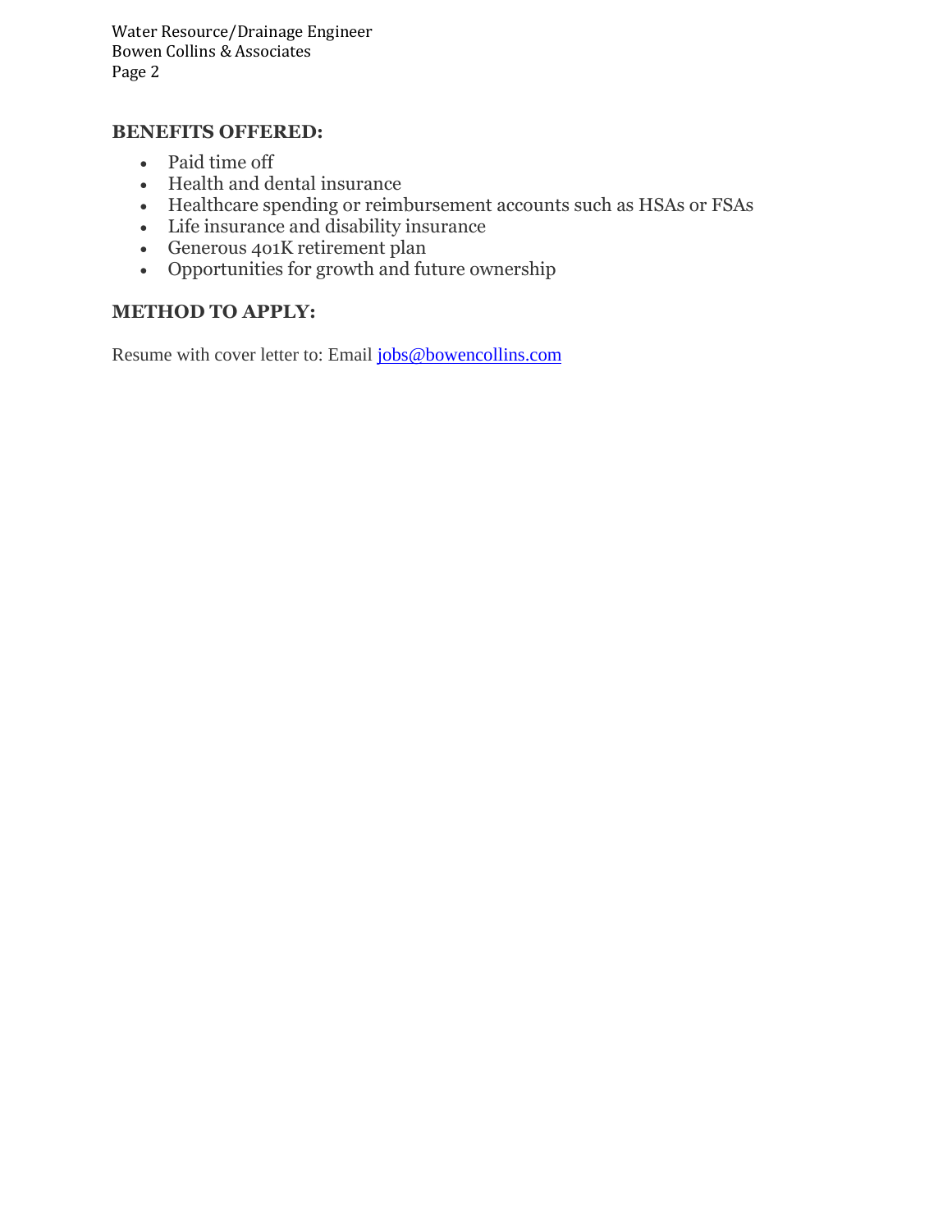## BENEFITS OFFERED:

- Paid time off
- Health and dental insurance
- Healthcare spending or reimbursement accounts such as HSAs or FSAs
- Life insurance and disability insurance
- Generous 401K retirement plan
- Opportunities for growth and future ownership

## METHOD TO APPLY:

Resume with cover letter to: Email jobs@bowencollins.com